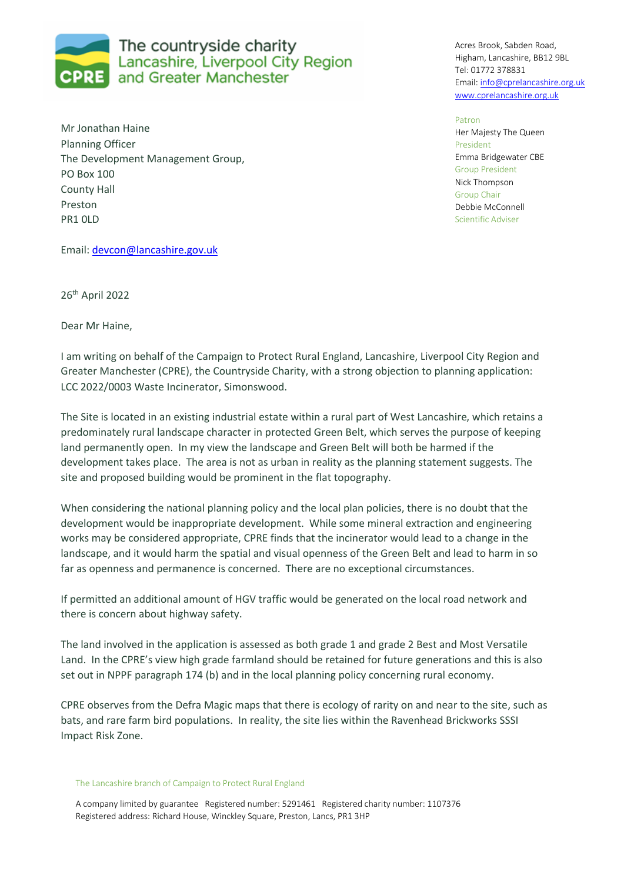The countryside charity
Lancashire, Liverpool City Region
and Greater Manchester

Acres Brook, Sabden Road,
Higham, Lancashire, BB12 9BL
Tel: 01772 378831
Email: info@cprelancashire.org.uk
www.cprelancashire.org.uk

Patron
Her Majesty The Queen
President
Emma Bridgewater CBE
Group President
Nick Thompson
Group Chair
Debbie McConnell
Scientific Adviser

Mr Jonathan Haine
Planning Officer
The Development Management Group,
PO Box 100
County Hall
Preston
PR1 0LD

Email: devcon@lancashire.gov.uk

26th April 2022

Dear Mr Haine,

I am writing on behalf of the Campaign to Protect Rural England, Lancashire, Liverpool City Region and Greater Manchester (CPRE), the Countryside Charity, with a strong objection to planning application: LCC 2022/0003 Waste Incinerator, Simonswood.

The Site is located in an existing industrial estate within a rural part of West Lancashire, which retains a predominately rural landscape character in protected Green Belt, which serves the purpose of keeping land permanently open. In my view the landscape and Green Belt will both be harmed if the development takes place. The area is not as urban in reality as the planning statement suggests. The site and proposed building would be prominent in the flat topography.

When considering the national planning policy and the local plan policies, there is no doubt that the development would be inappropriate development. While some mineral extraction and engineering works may be considered appropriate, CPRE finds that the incinerator would lead to a change in the landscape, and it would harm the spatial and visual openness of the Green Belt and lead to harm in so far as openness and permanence is concerned. There are no exceptional circumstances.

If permitted an additional amount of HGV traffic would be generated on the local road network and there is concern about highway safety.

The land involved in the application is assessed as both grade 1 and grade 2 Best and Most Versatile Land. In the CPRE's view high grade farmland should be retained for future generations and this is also set out in NPPF paragraph 174 (b) and in the local planning policy concerning rural economy.

CPRE observes from the Defra Magic maps that there is ecology of rarity on and near to the site, such as bats, and rare farm bird populations. In reality, the site lies within the Ravenhead Brickworks SSSI Impact Risk Zone.

The Lancashire branch of Campaign to Protect Rural England

A company limited by guarantee Registered number: 5291461 Registered charity number: 1107376
Registered address: Richard House, Winckley Square, Preston, Lancs, PR1 3HP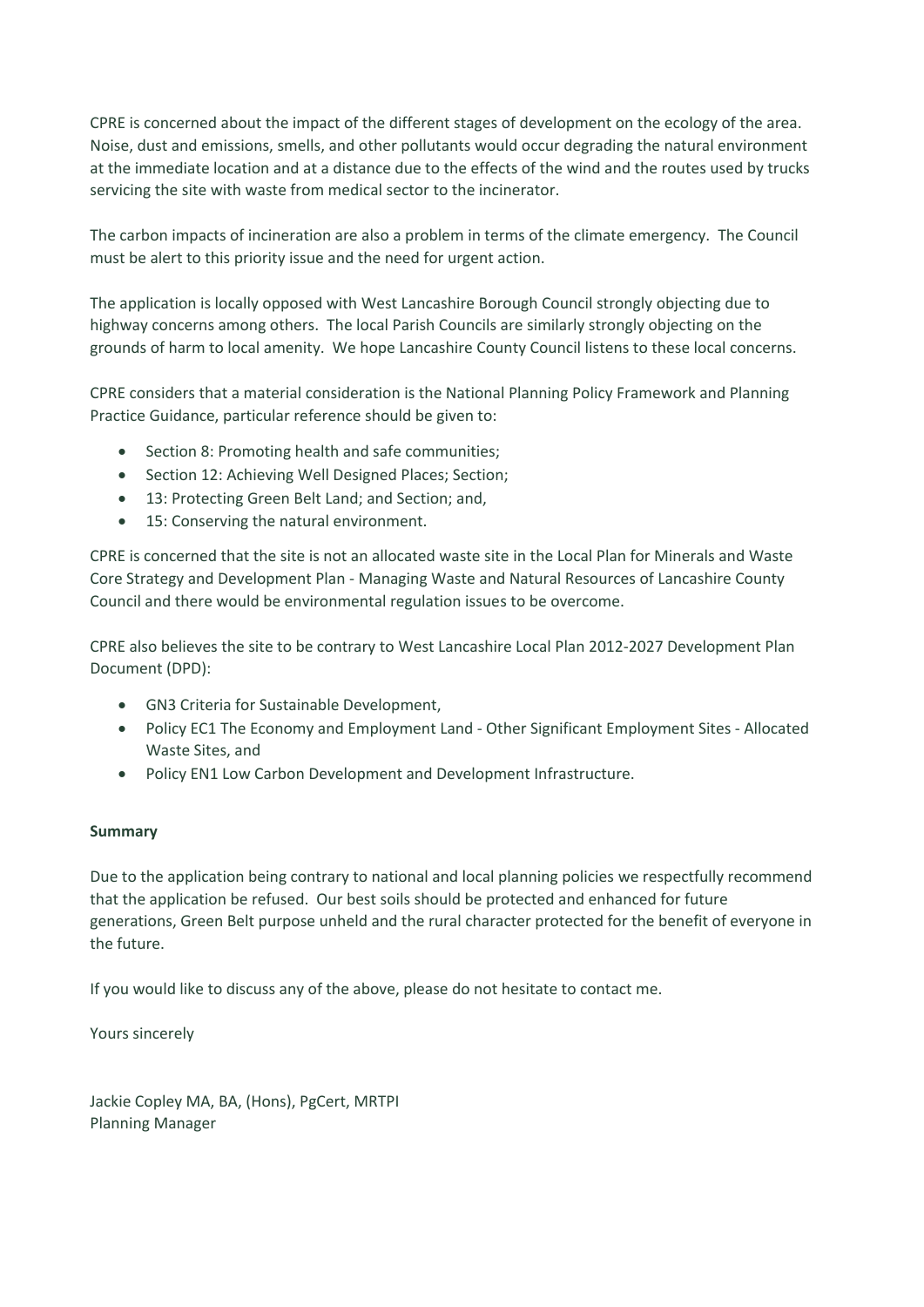CPRE is concerned about the impact of the different stages of development on the ecology of the area. Noise, dust and emissions, smells, and other pollutants would occur degrading the natural environment at the immediate location and at a distance due to the effects of the wind and the routes used by trucks servicing the site with waste from medical sector to the incinerator.

The carbon impacts of incineration are also a problem in terms of the climate emergency. The Council must be alert to this priority issue and the need for urgent action.

The application is locally opposed with West Lancashire Borough Council strongly objecting due to highway concerns among others. The local Parish Councils are similarly strongly objecting on the grounds of harm to local amenity. We hope Lancashire County Council listens to these local concerns.

CPRE considers that a material consideration is the National Planning Policy Framework and Planning Practice Guidance, particular reference should be given to:

- Section 8: Promoting health and safe communities;
- Section 12: Achieving Well Designed Places; Section;
- 13: Protecting Green Belt Land; and Section; and,
- 15: Conserving the natural environment.

CPRE is concerned that the site is not an allocated waste site in the Local Plan for Minerals and Waste Core Strategy and Development Plan - Managing Waste and Natural Resources of Lancashire County Council and there would be environmental regulation issues to be overcome.

CPRE also believes the site to be contrary to West Lancashire Local Plan 2012-2027 Development Plan Document (DPD):

- GN3 Criteria for Sustainable Development,
- Policy EC1 The Economy and Employment Land - Other Significant Employment Sites - Allocated Waste Sites, and
- Policy EN1 Low Carbon Development and Development Infrastructure.

**Summary**

Due to the application being contrary to national and local planning policies we respectfully recommend that the application be refused. Our best soils should be protected and enhanced for future generations, Green Belt purpose unheld and the rural character protected for the benefit of everyone in the future.

If you would like to discuss any of the above, please do not hesitate to contact me.

Yours sincerely

Jackie Copley MA, BA, (Hons), PgCert, MRTPI
Planning Manager